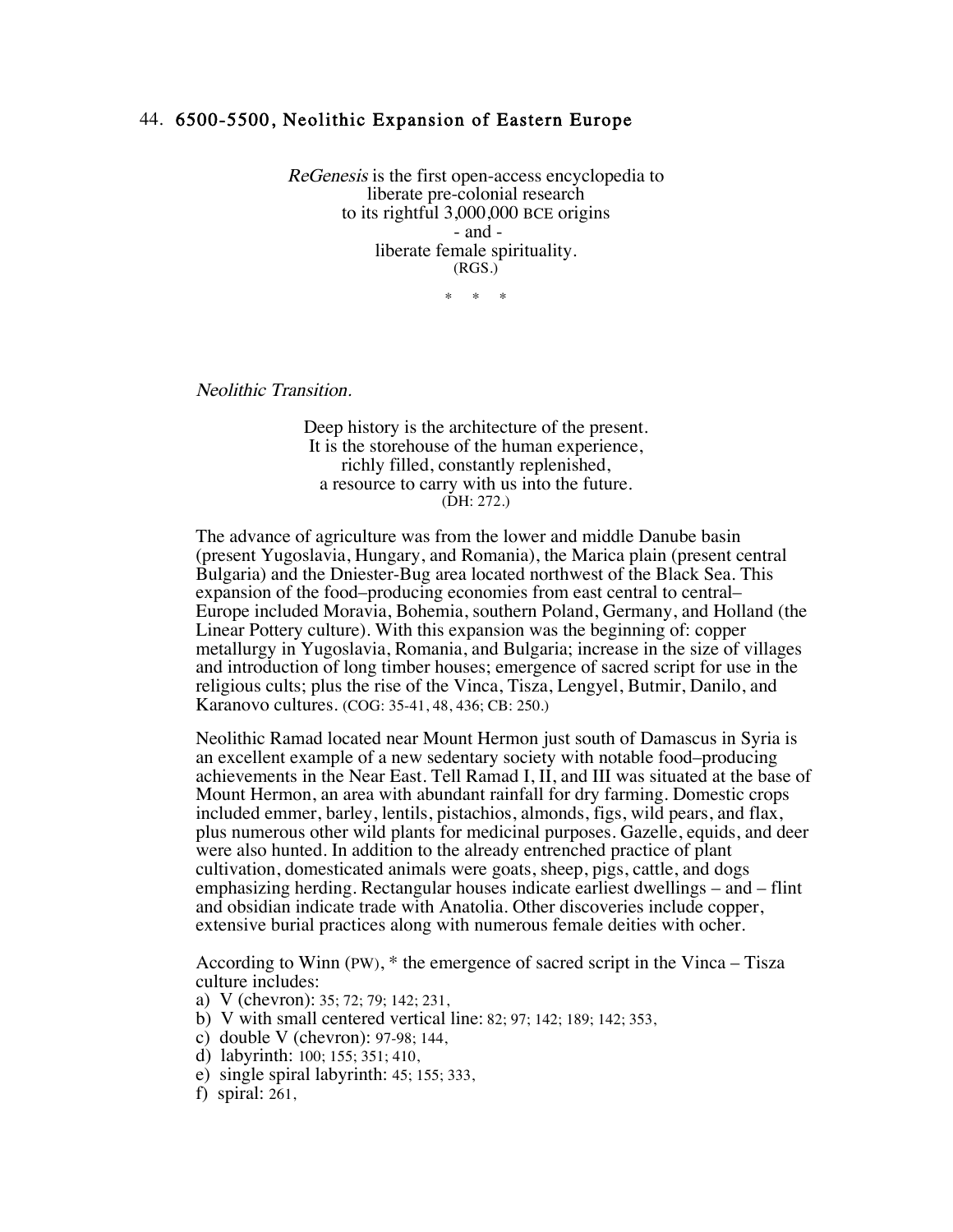# 44. 6500-5500, Neolithic Expansion of Eastern Europe

*ReGenesis* is the first open-access encyclopedia to
liberate pre-colonial research
to its rightful 3,000,000 BCE origins
- and -
liberate female spirituality.
(RGS.)

\*   \*   \*

*Neolithic Transition.*

Deep history is the architecture of the present.
It is the storehouse of the human experience,
richly filled, constantly replenished,
a resource to carry with us into the future.
(DH: 272.)

The advance of agriculture was from the lower and middle Danube basin (present Yugoslavia, Hungary, and Romania), the Marica plain (present central Bulgaria) and the Dniester-Bug area located northwest of the Black Sea. This expansion of the food–producing economies from east central to central–Europe included Moravia, Bohemia, southern Poland, Germany, and Holland (the Linear Pottery culture). With this expansion was the beginning of: copper metallurgy in Yugoslavia, Romania, and Bulgaria; increase in the size of villages and introduction of long timber houses; emergence of sacred script for use in the religious cults; plus the rise of the Vinca, Tisza, Lengyel, Butmir, Danilo, and Karanovo cultures. (COG: 35-41, 48, 436; CB: 250.)

Neolithic Ramad located near Mount Hermon just south of Damascus in Syria is an excellent example of a new sedentary society with notable food–producing achievements in the Near East. Tell Ramad I, II, and III was situated at the base of Mount Hermon, an area with abundant rainfall for dry farming. Domestic crops included emmer, barley, lentils, pistachios, almonds, figs, wild pears, and flax, plus numerous other wild plants for medicinal purposes. Gazelle, equids, and deer were also hunted. In addition to the already entrenched practice of plant cultivation, domesticated animals were goats, sheep, pigs, cattle, and dogs emphasizing herding. Rectangular houses indicate earliest dwellings – and – flint and obsidian indicate trade with Anatolia. Other discoveries include copper, extensive burial practices along with numerous female deities with ocher.

According to Winn (PW), * the emergence of sacred script in the Vinca – Tisza culture includes:

a) V (chevron): 35; 72; 79; 142; 231,
b) V with small centered vertical line: 82; 97; 142; 189; 142; 353,
c) double V (chevron): 97-98; 144,
d) labyrinth: 100; 155; 351; 410,
e) single spiral labyrinth: 45; 155; 333,
f) spiral: 261,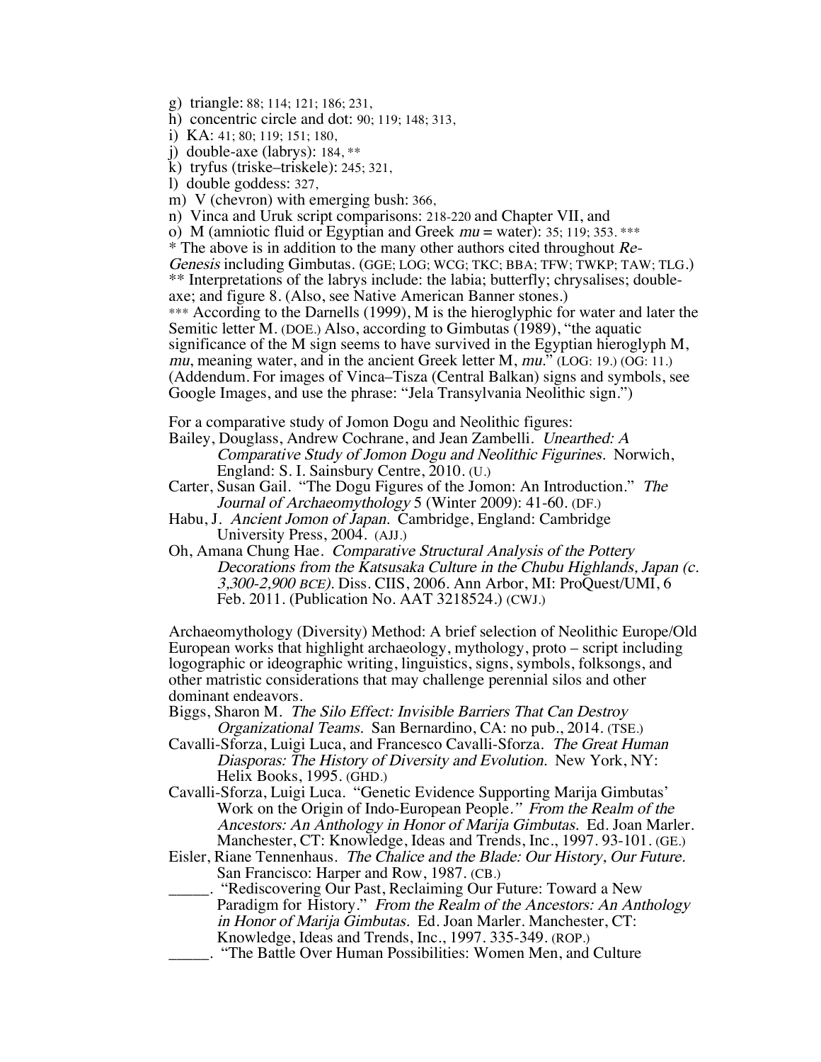g) triangle: 88; 114; 121; 186; 231,
h) concentric circle and dot: 90; 119; 148; 313,
i) KA: 41; 80; 119; 151; 180,
j) double-axe (labrys): 184, **
k) tryfus (triske–triskele): 245; 321,
l) double goddess: 327,
m) V (chevron) with emerging bush: 366,
n) Vinca and Uruk script comparisons: 218-220 and Chapter VII, and
o) M (amniotic fluid or Egyptian and Greek *mu* = water): 35; 119; 353. ***

* The above is in addition to the many other authors cited throughout *Re-Genesis* including Gimbutas. (GGE; LOG; WCG; TKC; BBA; TFW; TWKP; TAW; TLG.)
** Interpretations of the labrys include: the labia; butterfly; chrysalises; double-axe; and figure 8. (Also, see Native American Banner stones.)
*** According to the Darnells (1999), M is the hieroglyphic for water and later the Semitic letter M. (DOE.) Also, according to Gimbutas (1989), "the aquatic significance of the M sign seems to have survived in the Egyptian hieroglyph M, *mu*, meaning water, and in the ancient Greek letter M, *mu*." (LOG: 19.) (OG: 11.) (Addendum. For images of Vinca–Tisza (Central Balkan) signs and symbols, see Google Images, and use the phrase: "Jela Transylvania Neolithic sign.")

For a comparative study of Jomon Dogu and Neolithic figures:

Bailey, Douglass, Andrew Cochrane, and Jean Zambelli. *Unearthed: A Comparative Study of Jomon Dogu and Neolithic Figurines.* Norwich, England: S. I. Sainsbury Centre, 2010. (U.)

Carter, Susan Gail. "The Dogu Figures of the Jomon: An Introduction." *The Journal of Archaeomythology* 5 (Winter 2009): 41-60. (DF.)

Habu, J. *Ancient Jomon of Japan.* Cambridge, England: Cambridge University Press, 2004. (AJJ.)

Oh, Amana Chung Hae. *Comparative Structural Analysis of the Pottery Decorations from the Katsusaka Culture in the Chubu Highlands, Japan (c. 3,300-2,900 BCE).* Diss. CIIS, 2006. Ann Arbor, MI: ProQuest/UMI, 6 Feb. 2011. (Publication No. AAT 3218524.) (CWJ.)

Archaeomythology (Diversity) Method: A brief selection of Neolithic Europe/Old European works that highlight archaeology, mythology, proto – script including logographic or ideographic writing, linguistics, signs, symbols, folksongs, and other matristic considerations that may challenge perennial silos and other dominant endeavors.

Biggs, Sharon M. *The Silo Effect: Invisible Barriers That Can Destroy Organizational Teams.* San Bernardino, CA: no pub., 2014. (TSE.)

Cavalli-Sforza, Luigi Luca, and Francesco Cavalli-Sforza. *The Great Human Diasporas: The History of Diversity and Evolution.* New York, NY: Helix Books, 1995. (GHD.)

Cavalli-Sforza, Luigi Luca. "Genetic Evidence Supporting Marija Gimbutas' Work on the Origin of Indo-European People." *From the Realm of the Ancestors: An Anthology in Honor of Marija Gimbutas.* Ed. Joan Marler. Manchester, CT: Knowledge, Ideas and Trends, Inc., 1997. 93-101. (GE.)

Eisler, Riane Tennenhaus. *The Chalice and the Blade: Our History, Our Future.* San Francisco: Harper and Row, 1987. (CB.)

_____. "Rediscovering Our Past, Reclaiming Our Future: Toward a New Paradigm for History." *From the Realm of the Ancestors: An Anthology in Honor of Marija Gimbutas.* Ed. Joan Marler. Manchester, CT: Knowledge, Ideas and Trends, Inc., 1997. 335-349. (ROP.)

_____. "The Battle Over Human Possibilities: Women Men, and Culture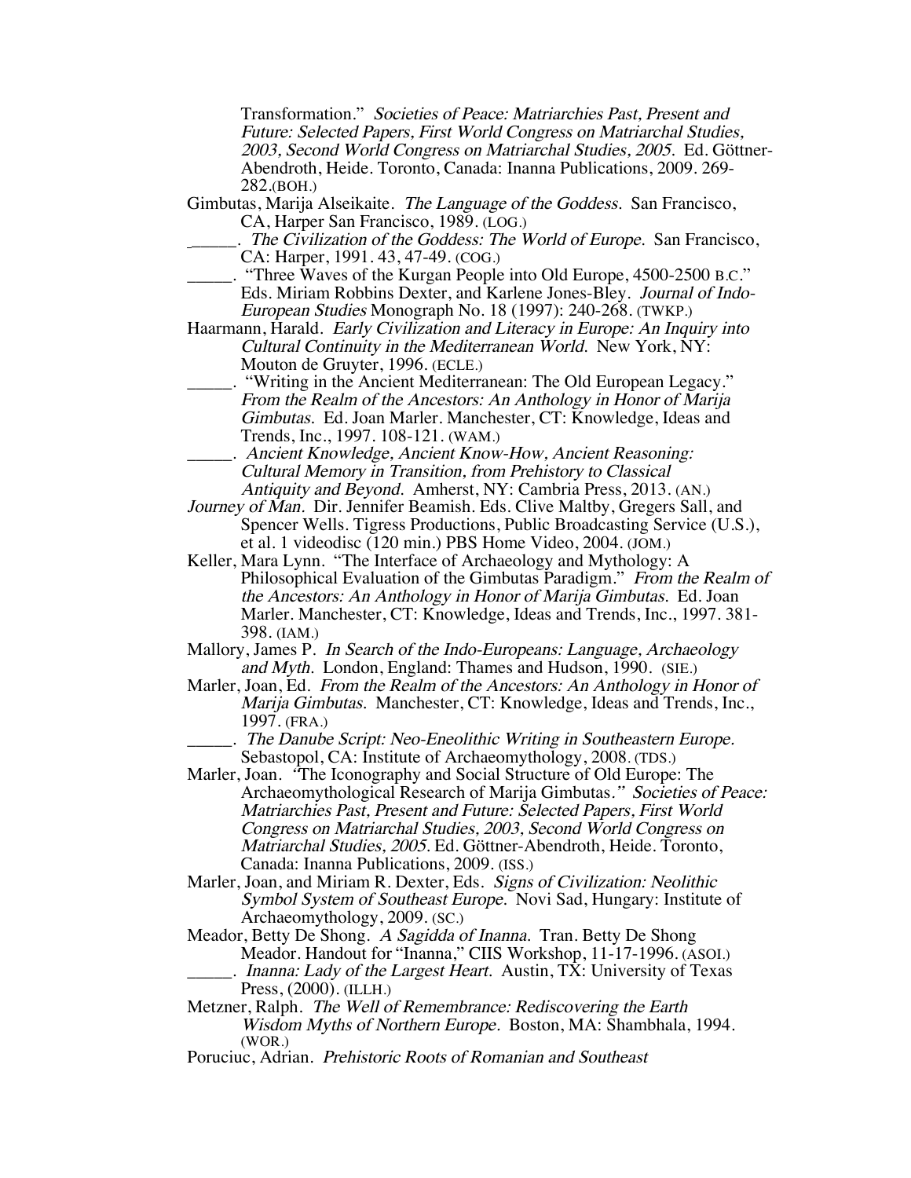Transformation." *Societies of Peace: Matriarchies Past, Present and Future: Selected Papers, First World Congress on Matriarchal Studies, 2003, Second World Congress on Matriarchal Studies, 2005.* Ed. Göttner-Abendroth, Heide. Toronto, Canada: Inanna Publications, 2009. 269-282.(BOH.)

Gimbutas, Marija Alseikaite. *The Language of the Goddess.* San Francisco, CA, Harper San Francisco, 1989. (LOG.)

\_\_\_\_\_. *The Civilization of the Goddess: The World of Europe.* San Francisco, CA: Harper, 1991. 43, 47-49. (COG.)

\_\_\_\_\_. "Three Waves of the Kurgan People into Old Europe, 4500-2500 B.C." Eds. Miriam Robbins Dexter, and Karlene Jones-Bley. *Journal of Indo-European Studies* Monograph No. 18 (1997): 240-268. (TWKP.)

Haarmann, Harald. *Early Civilization and Literacy in Europe: An Inquiry into Cultural Continuity in the Mediterranean World.* New York, NY: Mouton de Gruyter, 1996. (ECLE.)

\_\_\_\_\_. "Writing in the Ancient Mediterranean: The Old European Legacy." *From the Realm of the Ancestors: An Anthology in Honor of Marija Gimbutas.* Ed. Joan Marler. Manchester, CT: Knowledge, Ideas and Trends, Inc., 1997. 108-121. (WAM.)

\_\_\_\_\_. *Ancient Knowledge, Ancient Know-How, Ancient Reasoning: Cultural Memory in Transition, from Prehistory to Classical Antiquity and Beyond.* Amherst, NY: Cambria Press, 2013. (AN.)

*Journey of Man.* Dir. Jennifer Beamish. Eds. Clive Maltby, Gregers Sall, and Spencer Wells. Tigress Productions, Public Broadcasting Service (U.S.), et al. 1 videodisc (120 min.) PBS Home Video, 2004. (JOM.)

Keller, Mara Lynn. "The Interface of Archaeology and Mythology: A Philosophical Evaluation of the Gimbutas Paradigm." *From the Realm of the Ancestors: An Anthology in Honor of Marija Gimbutas.* Ed. Joan Marler. Manchester, CT: Knowledge, Ideas and Trends, Inc., 1997. 381-398. (IAM.)

Mallory, James P. *In Search of the Indo-Europeans: Language, Archaeology and Myth.* London, England: Thames and Hudson, 1990. (SIE.)

Marler, Joan, Ed. *From the Realm of the Ancestors: An Anthology in Honor of Marija Gimbutas.* Manchester, CT: Knowledge, Ideas and Trends, Inc., 1997. (FRA.)

\_\_\_\_\_. *The Danube Script: Neo-Eneolithic Writing in Southeastern Europe.* Sebastopol, CA: Institute of Archaeomythology, 2008. (TDS.)

Marler, Joan. "The Iconography and Social Structure of Old Europe: The Archaeomythological Research of Marija Gimbutas." *Societies of Peace: Matriarchies Past, Present and Future: Selected Papers, First World Congress on Matriarchal Studies, 2003, Second World Congress on Matriarchal Studies, 2005.* Ed. Göttner-Abendroth, Heide. Toronto, Canada: Inanna Publications, 2009. (ISS.)

Marler, Joan, and Miriam R. Dexter, Eds. *Signs of Civilization: Neolithic Symbol System of Southeast Europe.* Novi Sad, Hungary: Institute of Archaeomythology, 2009. (SC.)

Meador, Betty De Shong. *A Sagidda of Inanna.* Tran. Betty De Shong Meador. Handout for "Inanna," CIIS Workshop, 11-17-1996. (ASOI.)

\_\_\_\_\_. *Inanna: Lady of the Largest Heart.* Austin, TX: University of Texas Press, (2000). (ILLH.)

Metzner, Ralph. *The Well of Remembrance: Rediscovering the Earth Wisdom Myths of Northern Europe.* Boston, MA: Shambhala, 1994. (WOR.)

Poruciuc, Adrian. *Prehistoric Roots of Romanian and Southeast*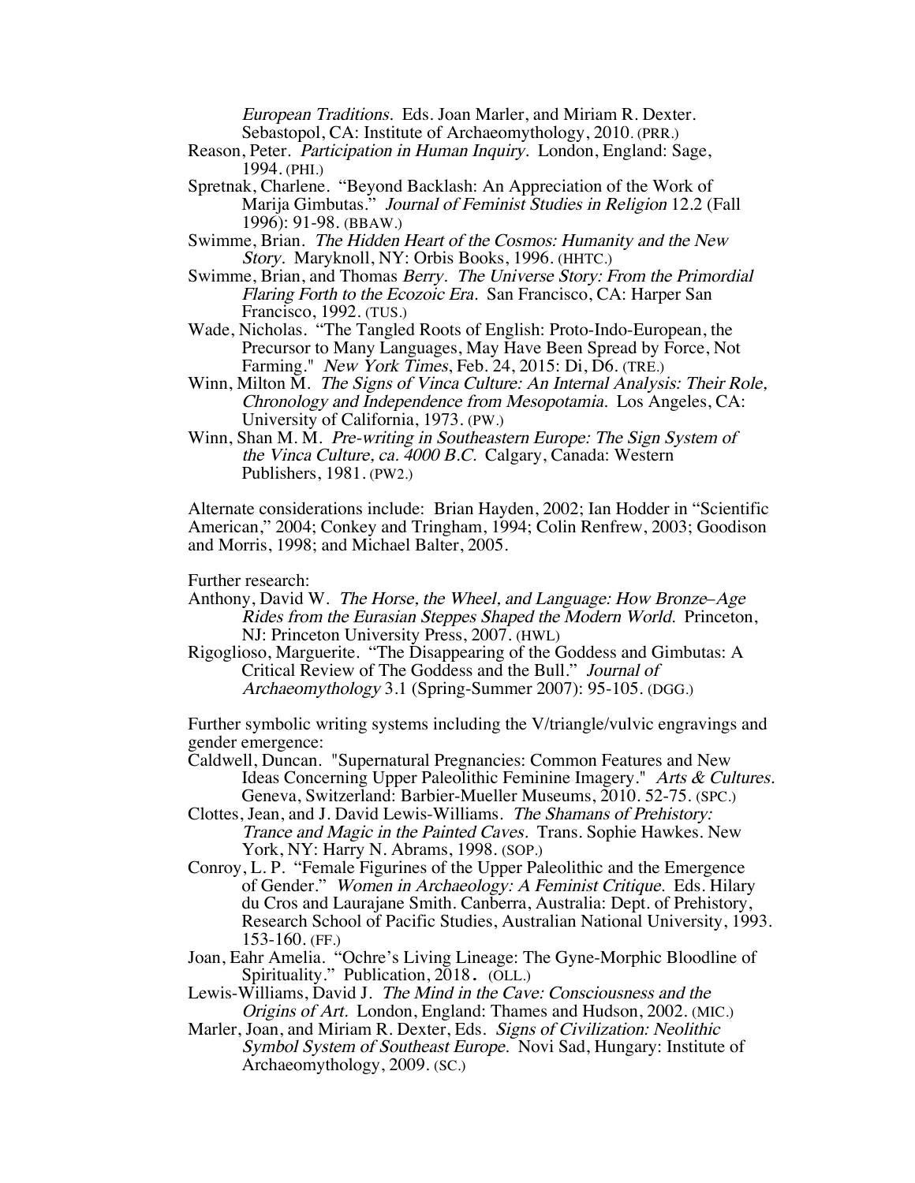*European Traditions.* Eds. Joan Marler, and Miriam R. Dexter. Sebastopol, CA: Institute of Archaeomythology, 2010. (PRR.)

Reason, Peter. *Participation in Human Inquiry.* London, England: Sage, 1994. (PHI.)

Spretnak, Charlene. "Beyond Backlash: An Appreciation of the Work of Marija Gimbutas." *Journal of Feminist Studies in Religion* 12.2 (Fall 1996): 91-98. (BBAW.)

Swimme, Brian. *The Hidden Heart of the Cosmos: Humanity and the New Story.* Maryknoll, NY: Orbis Books, 1996. (HHTC.)

Swimme, Brian, and Thomas *Berry. The Universe Story: From the Primordial Flaring Forth to the Ecozoic Era.* San Francisco, CA: Harper San Francisco, 1992. (TUS.)

Wade, Nicholas. "The Tangled Roots of English: Proto-Indo-European, the Precursor to Many Languages, May Have Been Spread by Force, Not Farming." *New York Times*, Feb. 24, 2015: Di, D6. (TRE.)

Winn, Milton M. *The Signs of Vinca Culture: An Internal Analysis: Their Role, Chronology and Independence from Mesopotamia.* Los Angeles, CA: University of California, 1973. (PW.)

Winn, Shan M. M. *Pre-writing in Southeastern Europe: The Sign System of the Vinca Culture, ca. 4000 B.C.* Calgary, Canada: Western Publishers, 1981. (PW2.)

Alternate considerations include: Brian Hayden, 2002; Ian Hodder in "Scientific American," 2004; Conkey and Tringham, 1994; Colin Renfrew, 2003; Goodison and Morris, 1998; and Michael Balter, 2005.

Further research:

Anthony, David W. *The Horse, the Wheel, and Language: How Bronze–Age Rides from the Eurasian Steppes Shaped the Modern World.* Princeton, NJ: Princeton University Press, 2007. (HWL)

Rigoglioso, Marguerite. "The Disappearing of the Goddess and Gimbutas: A Critical Review of The Goddess and the Bull." *Journal of Archaeomythology* 3.1 (Spring-Summer 2007): 95-105. (DGG.)

Further symbolic writing systems including the V/triangle/vulvic engravings and gender emergence:

Caldwell, Duncan. "Supernatural Pregnancies: Common Features and New Ideas Concerning Upper Paleolithic Feminine Imagery." *Arts & Cultures.* Geneva, Switzerland: Barbier-Mueller Museums, 2010. 52-75. (SPC.)

Clottes, Jean, and J. David Lewis-Williams. *The Shamans of Prehistory: Trance and Magic in the Painted Caves.* Trans. Sophie Hawkes. New York, NY: Harry N. Abrams, 1998. (SOP.)

Conroy, L. P. "Female Figurines of the Upper Paleolithic and the Emergence of Gender." *Women in Archaeology: A Feminist Critique.* Eds. Hilary du Cros and Laurajane Smith. Canberra, Australia: Dept. of Prehistory, Research School of Pacific Studies, Australian National University, 1993. 153-160. (FF.)

Joan, Eahr Amelia. "Ochre's Living Lineage: The Gyne-Morphic Bloodline of Spirituality." Publication, 2018. (OLL.)

Lewis-Williams, David J. *The Mind in the Cave: Consciousness and the Origins of Art.* London, England: Thames and Hudson, 2002. (MIC.)

Marler, Joan, and Miriam R. Dexter, Eds. *Signs of Civilization: Neolithic Symbol System of Southeast Europe.* Novi Sad, Hungary: Institute of Archaeomythology, 2009. (SC.)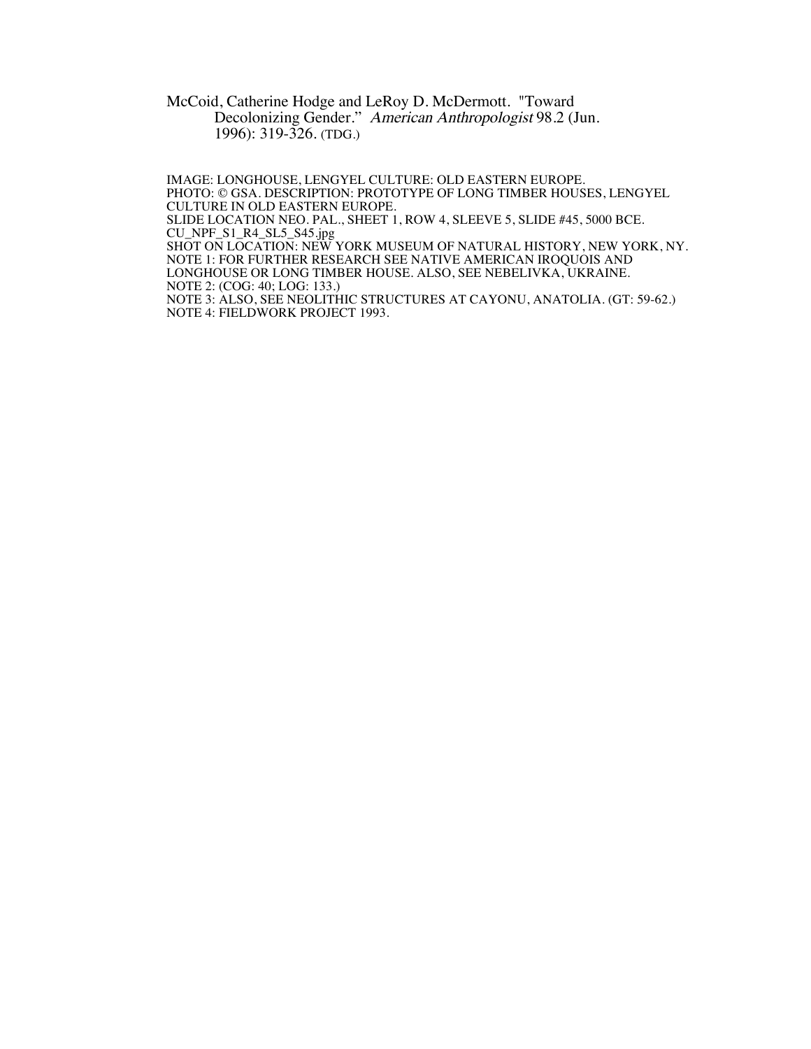McCoid, Catherine Hodge and LeRoy D. McDermott. "Toward Decolonizing Gender." *American Anthropologist* 98.2 (Jun. 1996): 319-326. (TDG.)

IMAGE: LONGHOUSE, LENGYEL CULTURE: OLD EASTERN EUROPE.
PHOTO: © GSA. DESCRIPTION: PROTOTYPE OF LONG TIMBER HOUSES, LENGYEL CULTURE IN OLD EASTERN EUROPE.
SLIDE LOCATION NEO. PAL., SHEET 1, ROW 4, SLEEVE 5, SLIDE #45, 5000 BCE.
CU_NPF_S1_R4_SL5_S45.jpg
SHOT ON LOCATION: NEW YORK MUSEUM OF NATURAL HISTORY, NEW YORK, NY.
NOTE 1: FOR FURTHER RESEARCH SEE NATIVE AMERICAN IROQUOIS AND LONGHOUSE OR LONG TIMBER HOUSE. ALSO, SEE NEBELIVKA, UKRAINE.
NOTE 2: (COG: 40; LOG: 133.)
NOTE 3: ALSO, SEE NEOLITHIC STRUCTURES AT CAYONU, ANATOLIA. (GT: 59-62.)
NOTE 4: FIELDWORK PROJECT 1993.